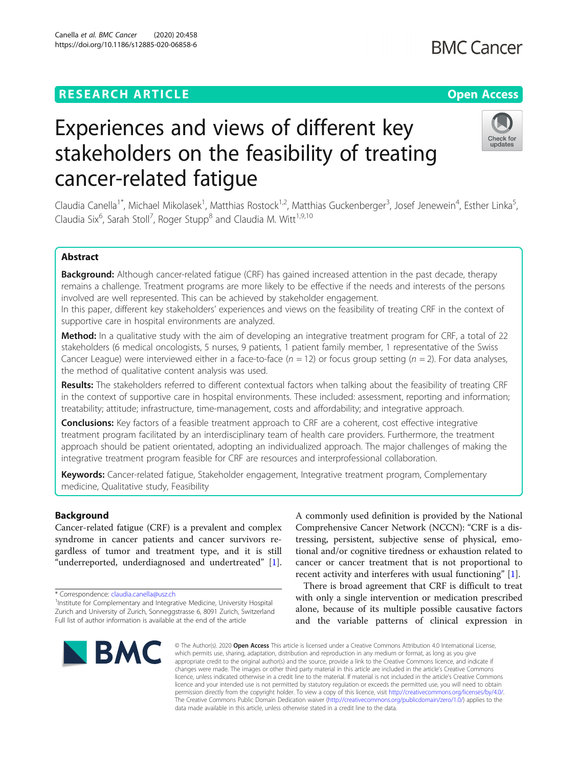RESEARCH ARTICLE

Open Access

# Experiences and views of different key stakeholders on the feasibility of treating cancer-related fatigue

Claudia Canella[1*], Michael Mikolasek[1], Matthias Rostock[1,2], Matthias Guckenberger[3], Josef Jenewein[4], Esther Linka[5], Claudia Six[6], Sarah Stoll[7], Roger Stupp[8] and Claudia M. Witt[1,9,10]

## Abstract

**Background:** Although cancer-related fatigue (CRF) has gained increased attention in the past decade, therapy remains a challenge. Treatment programs are more likely to be effective if the needs and interests of the persons involved are well represented. This can be achieved by stakeholder engagement.

In this paper, different key stakeholders' experiences and views on the feasibility of treating CRF in the context of supportive care in hospital environments are analyzed.

**Method:** In a qualitative study with the aim of developing an integrative treatment program for CRF, a total of 22 stakeholders (6 medical oncologists, 5 nurses, 9 patients, 1 patient family member, 1 representative of the Swiss Cancer League) were interviewed either in a face-to-face ($n = 12$) or focus group setting ($n = 2$). For data analyses, the method of qualitative content analysis was used.

**Results:** The stakeholders referred to different contextual factors when talking about the feasibility of treating CRF in the context of supportive care in hospital environments. These included: assessment, reporting and information; treatability; attitude; infrastructure, time-management, costs and affordability; and integrative approach.

**Conclusions:** Key factors of a feasible treatment approach to CRF are a coherent, cost effective integrative treatment program facilitated by an interdisciplinary team of health care providers. Furthermore, the treatment approach should be patient orientated, adopting an individualized approach. The major challenges of making the integrative treatment program feasible for CRF are resources and interprofessional collaboration.

**Keywords:** Cancer-related fatigue, Stakeholder engagement, Integrative treatment program, Complementary medicine, Qualitative study, Feasibility

## Background

Cancer-related fatigue (CRF) is a prevalent and complex syndrome in cancer patients and cancer survivors regardless of tumor and treatment type, and it is still "underreported, underdiagnosed and undertreated" [1].

A commonly used definition is provided by the National Comprehensive Cancer Network (NCCN): "CRF is a distressing, persistent, subjective sense of physical, emotional and/or cognitive tiredness or exhaustion related to cancer or cancer treatment that is not proportional to recent activity and interferes with usual functioning" [1].

There is broad agreement that CRF is difficult to treat with only a single intervention or medication prescribed alone, because of its multiple possible causative factors and the variable patterns of clinical expression in

* Correspondence: claudia.canella@usz.ch
[1]Institute for Complementary and Integrative Medicine, University Hospital Zurich and University of Zurich, Sonneggstrasse 6, 8091 Zurich, Switzerland
Full list of author information is available at the end of the article

© The Author(s). 2020 **Open Access** This article is licensed under a Creative Commons Attribution 4.0 International License, which permits use, sharing, adaptation, distribution and reproduction in any medium or format, as long as you give appropriate credit to the original author(s) and the source, provide a link to the Creative Commons licence, and indicate if changes were made. The images or other third party material in this article are included in the article's Creative Commons licence, unless indicated otherwise in a credit line to the material. If material is not included in the article's Creative Commons licence and your intended use is not permitted by statutory regulation or exceeds the permitted use, you will need to obtain permission directly from the copyright holder. To view a copy of this licence, visit http://creativecommons.org/licenses/by/4.0/. The Creative Commons Public Domain Dedication waiver (http://creativecommons.org/publicdomain/zero/1.0/) applies to the data made available in this article, unless otherwise stated in a credit line to the data.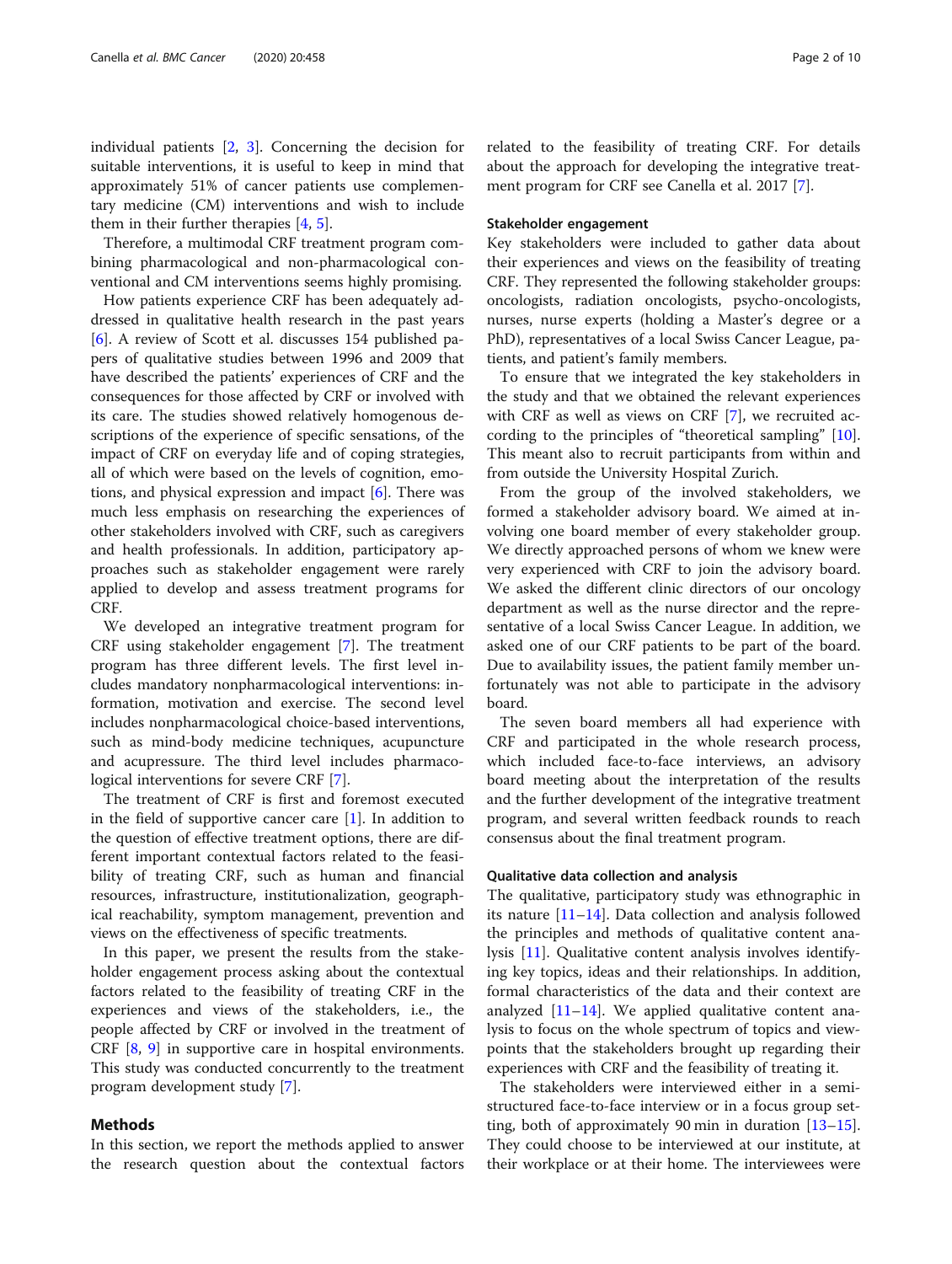individual patients [2, 3]. Concerning the decision for suitable interventions, it is useful to keep in mind that approximately 51% of cancer patients use complementary medicine (CM) interventions and wish to include them in their further therapies [4, 5].

Therefore, a multimodal CRF treatment program combining pharmacological and non-pharmacological conventional and CM interventions seems highly promising.

How patients experience CRF has been adequately addressed in qualitative health research in the past years [6]. A review of Scott et al. discusses 154 published papers of qualitative studies between 1996 and 2009 that have described the patients' experiences of CRF and the consequences for those affected by CRF or involved with its care. The studies showed relatively homogenous descriptions of the experience of specific sensations, of the impact of CRF on everyday life and of coping strategies, all of which were based on the levels of cognition, emotions, and physical expression and impact [6]. There was much less emphasis on researching the experiences of other stakeholders involved with CRF, such as caregivers and health professionals. In addition, participatory approaches such as stakeholder engagement were rarely applied to develop and assess treatment programs for CRF.

We developed an integrative treatment program for CRF using stakeholder engagement [7]. The treatment program has three different levels. The first level includes mandatory nonpharmacological interventions: information, motivation and exercise. The second level includes nonpharmacological choice-based interventions, such as mind-body medicine techniques, acupuncture and acupressure. The third level includes pharmacological interventions for severe CRF [7].

The treatment of CRF is first and foremost executed in the field of supportive cancer care [1]. In addition to the question of effective treatment options, there are different important contextual factors related to the feasibility of treating CRF, such as human and financial resources, infrastructure, institutionalization, geographical reachability, symptom management, prevention and views on the effectiveness of specific treatments.

In this paper, we present the results from the stakeholder engagement process asking about the contextual factors related to the feasibility of treating CRF in the experiences and views of the stakeholders, i.e., the people affected by CRF or involved in the treatment of CRF [8, 9] in supportive care in hospital environments. This study was conducted concurrently to the treatment program development study [7].

## Methods

In this section, we report the methods applied to answer the research question about the contextual factors related to the feasibility of treating CRF. For details about the approach for developing the integrative treatment program for CRF see Canella et al. 2017 [7].

### Stakeholder engagement

Key stakeholders were included to gather data about their experiences and views on the feasibility of treating CRF. They represented the following stakeholder groups: oncologists, radiation oncologists, psycho-oncologists, nurses, nurse experts (holding a Master's degree or a PhD), representatives of a local Swiss Cancer League, patients, and patient's family members.

To ensure that we integrated the key stakeholders in the study and that we obtained the relevant experiences with CRF as well as views on CRF [7], we recruited according to the principles of "theoretical sampling" [10]. This meant also to recruit participants from within and from outside the University Hospital Zurich.

From the group of the involved stakeholders, we formed a stakeholder advisory board. We aimed at involving one board member of every stakeholder group. We directly approached persons of whom we knew were very experienced with CRF to join the advisory board. We asked the different clinic directors of our oncology department as well as the nurse director and the representative of a local Swiss Cancer League. In addition, we asked one of our CRF patients to be part of the board. Due to availability issues, the patient family member unfortunately was not able to participate in the advisory board.

The seven board members all had experience with CRF and participated in the whole research process, which included face-to-face interviews, an advisory board meeting about the interpretation of the results and the further development of the integrative treatment program, and several written feedback rounds to reach consensus about the final treatment program.

### Qualitative data collection and analysis

The qualitative, participatory study was ethnographic in its nature [11–14]. Data collection and analysis followed the principles and methods of qualitative content analysis [11]. Qualitative content analysis involves identifying key topics, ideas and their relationships. In addition, formal characteristics of the data and their context are analyzed [11–14]. We applied qualitative content analysis to focus on the whole spectrum of topics and viewpoints that the stakeholders brought up regarding their experiences with CRF and the feasibility of treating it.

The stakeholders were interviewed either in a semi-structured face-to-face interview or in a focus group setting, both of approximately 90 min in duration [13–15]. They could choose to be interviewed at our institute, at their workplace or at their home. The interviewees were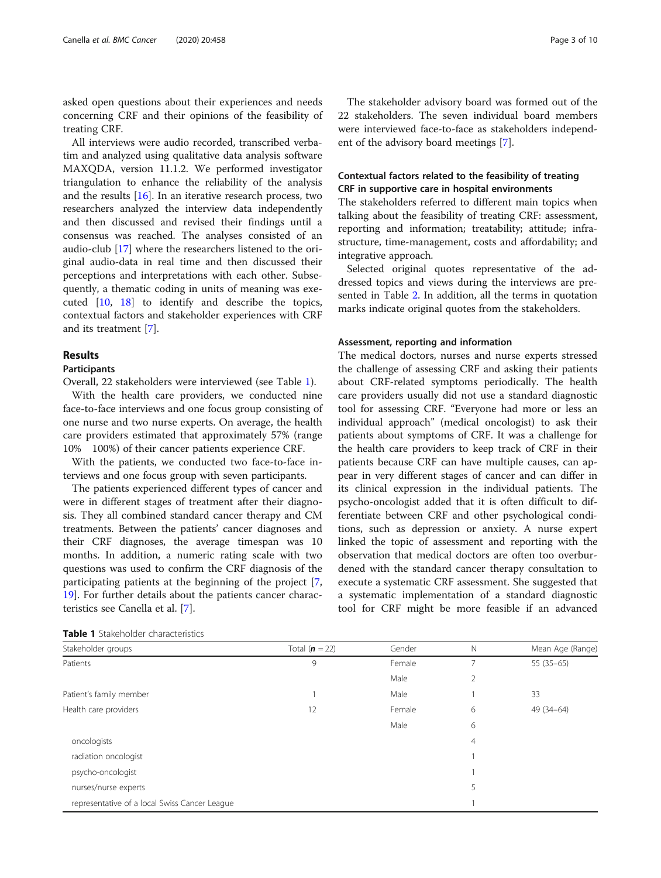asked open questions about their experiences and needs concerning CRF and their opinions of the feasibility of treating CRF.

All interviews were audio recorded, transcribed verbatim and analyzed using qualitative data analysis software MAXQDA, version 11.1.2. We performed investigator triangulation to enhance the reliability of the analysis and the results [16]. In an iterative research process, two researchers analyzed the interview data independently and then discussed and revised their findings until a consensus was reached. The analyses consisted of an audio-club [17] where the researchers listened to the original audio-data in real time and then discussed their perceptions and interpretations with each other. Subsequently, a thematic coding in units of meaning was executed [10, 18] to identify and describe the topics, contextual factors and stakeholder experiences with CRF and its treatment [7].

## Results

### Participants

Overall, 22 stakeholders were interviewed (see Table 1).

With the health care providers, we conducted nine face-to-face interviews and one focus group consisting of one nurse and two nurse experts. On average, the health care providers estimated that approximately 57% (range 10% 100%) of their cancer patients experience CRF.

With the patients, we conducted two face-to-face interviews and one focus group with seven participants.

The patients experienced different types of cancer and were in different stages of treatment after their diagnosis. They all combined standard cancer therapy and CM treatments. Between the patients' cancer diagnoses and their CRF diagnoses, the average timespan was 10 months. In addition, a numeric rating scale with two questions was used to confirm the CRF diagnosis of the participating patients at the beginning of the project [7, 19]. For further details about the patients cancer characteristics see Canella et al. [7].

The stakeholder advisory board was formed out of the 22 stakeholders. The seven individual board members were interviewed face-to-face as stakeholders independent of the advisory board meetings [7].

### Contextual factors related to the feasibility of treating CRF in supportive care in hospital environments

The stakeholders referred to different main topics when talking about the feasibility of treating CRF: assessment, reporting and information; treatability; attitude; infrastructure, time-management, costs and affordability; and integrative approach.

Selected original quotes representative of the addressed topics and views during the interviews are presented in Table 2. In addition, all the terms in quotation marks indicate original quotes from the stakeholders.

### Assessment, reporting and information

The medical doctors, nurses and nurse experts stressed the challenge of assessing CRF and asking their patients about CRF-related symptoms periodically. The health care providers usually did not use a standard diagnostic tool for assessing CRF. "Everyone had more or less an individual approach" (medical oncologist) to ask their patients about symptoms of CRF. It was a challenge for the health care providers to keep track of CRF in their patients because CRF can have multiple causes, can appear in very different stages of cancer and can differ in its clinical expression in the individual patients. The psycho-oncologist added that it is often difficult to differentiate between CRF and other psychological conditions, such as depression or anxiety. A nurse expert linked the topic of assessment and reporting with the observation that medical doctors are often too overburdened with the standard cancer therapy consultation to execute a systematic CRF assessment. She suggested that a systematic implementation of a standard diagnostic tool for CRF might be more feasible if an advanced

**Table 1** Stakeholder characteristics

| Stakeholder groups | Total ($n$ = 22) | Gender | N | Mean Age (Range) |
|---|---|---|---|---|
| Patients | 9 | Female | 7 | 55 (35–65) |
| | | Male | 2 | |
| Patient's family member | 1 | Male | 1 | 33 |
| Health care providers | 12 | Female | 6 | 49 (34–64) |
| | | Male | 6 | |
| oncologists | | | 4 | |
| radiation oncologist | | | 1 | |
| psycho-oncologist | | | 1 | |
| nurses/nurse experts | | | 5 | |
| representative of a local Swiss Cancer League | | | 1 | |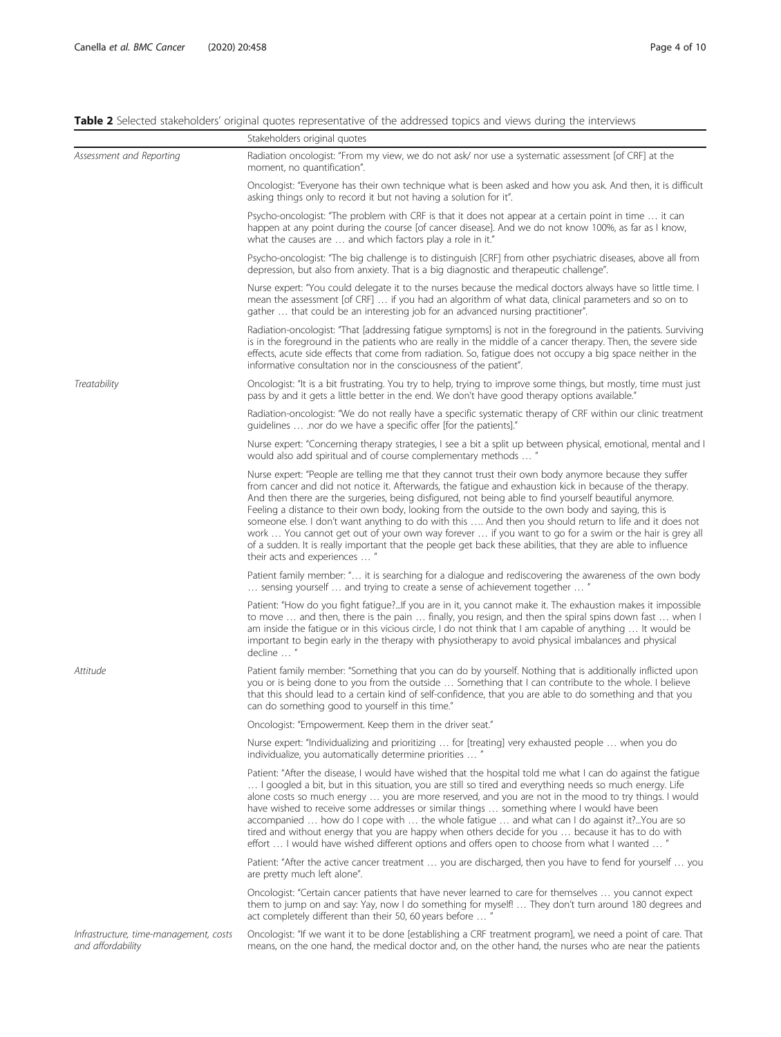**Table 2** Selected stakeholders' original quotes representative of the addressed topics and views during the interviews

| | Stakeholders original quotes |
|---|---|
| *Assessment and Reporting* | Radiation oncologist: "From my view, we do not ask/ nor use a systematic assessment [of CRF] at the moment, no quantification". |
| | Oncologist: "Everyone has their own technique what is been asked and how you ask. And then, it is difficult asking things only to record it but not having a solution for it". |
| | Psycho-oncologist: "The problem with CRF is that it does not appear at a certain point in time … it can happen at any point during the course [of cancer disease]. And we do not know 100%, as far as I know, what the causes are … and which factors play a role in it." |
| | Psycho-oncologist: "The big challenge is to distinguish [CRF] from other psychiatric diseases, above all from depression, but also from anxiety. That is a big diagnostic and therapeutic challenge". |
| | Nurse expert: "You could delegate it to the nurses because the medical doctors always have so little time. I mean the assessment [of CRF] … if you had an algorithm of what data, clinical parameters and so on to gather … that could be an interesting job for an advanced nursing practitioner". |
| | Radiation-oncologist: "That [addressing fatigue symptoms] is not in the foreground in the patients. Surviving is in the foreground in the patients who are really in the middle of a cancer therapy. Then, the severe side effects, acute side effects that come from radiation. So, fatigue does not occupy a big space neither in the informative consultation nor in the consciousness of the patient". |
| *Treatability* | Oncologist: "It is a bit frustrating. You try to help, trying to improve some things, but mostly, time must just pass by and it gets a little better in the end. We don't have good therapy options available." |
| | Radiation-oncologist: "We do not really have a specific systematic therapy of CRF within our clinic treatment guidelines … .nor do we have a specific offer [for the patients]." |
| | Nurse expert: "Concerning therapy strategies, I see a bit a split up between physical, emotional, mental and I would also add spiritual and of course complementary methods … " |
| | Nurse expert: "People are telling me that they cannot trust their own body anymore because they suffer from cancer and did not notice it. Afterwards, the fatigue and exhaustion kick in because of the therapy. And then there are the surgeries, being disfigured, not being able to find yourself beautiful anymore. Feeling a distance to their own body, looking from the outside to the own body and saying, this is someone else. I don't want anything to do with this …. And then you should return to life and it does not work … You cannot get out of your own way forever … if you want to go for a swim or the hair is grey all of a sudden. It is really important that the people get back these abilities, that they are able to influence their acts and experiences … " |
| | Patient family member: "… it is searching for a dialogue and rediscovering the awareness of the own body … sensing yourself … and trying to create a sense of achievement together … " |
| | Patient: "How do you fight fatigue?...If you are in it, you cannot make it. The exhaustion makes it impossible to move … and then, there is the pain … finally, you resign, and then the spiral spins down fast … when I am inside the fatigue or in this vicious circle, I do not think that I am capable of anything … It would be important to begin early in the therapy with physiotherapy to avoid physical imbalances and physical decline … " |
| *Attitude* | Patient family member: "Something that you can do by yourself. Nothing that is additionally inflicted upon you or is being done to you from the outside … Something that I can contribute to the whole. I believe that this should lead to a certain kind of self-confidence, that you are able to do something and that you can do something good to yourself in this time." |
| | Oncologist: "Empowerment. Keep them in the driver seat." |
| | Nurse expert: "Individualizing and prioritizing … for [treating] very exhausted people … when you do individualize, you automatically determine priorities … " |
| | Patient: "After the disease, I would have wished that the hospital told me what I can do against the fatigue … I googled a bit, but in this situation, you are still so tired and everything needs so much energy. Life alone costs so much energy … you are more reserved, and you are not in the mood to try things. I would have wished to receive some addresses or similar things … something where I would have been accompanied … how do I cope with … the whole fatigue … and what can I do against it?...You are so tired and without energy that you are happy when others decide for you … because it has to do with effort … I would have wished different options and offers open to choose from what I wanted … " |
| | Patient: "After the active cancer treatment … you are discharged, then you have to fend for yourself … you are pretty much left alone". |
| | Oncologist: "Certain cancer patients that have never learned to care for themselves … you cannot expect them to jump on and say: Yay, now I do something for myself! … They don't turn around 180 degrees and act completely different than their 50, 60 years before … " |
| *Infrastructure, time-management, costs and affordability* | Oncologist: "If we want it to be done [establishing a CRF treatment program], we need a point of care. That means, on the one hand, the medical doctor and, on the other hand, the nurses who are near the patients |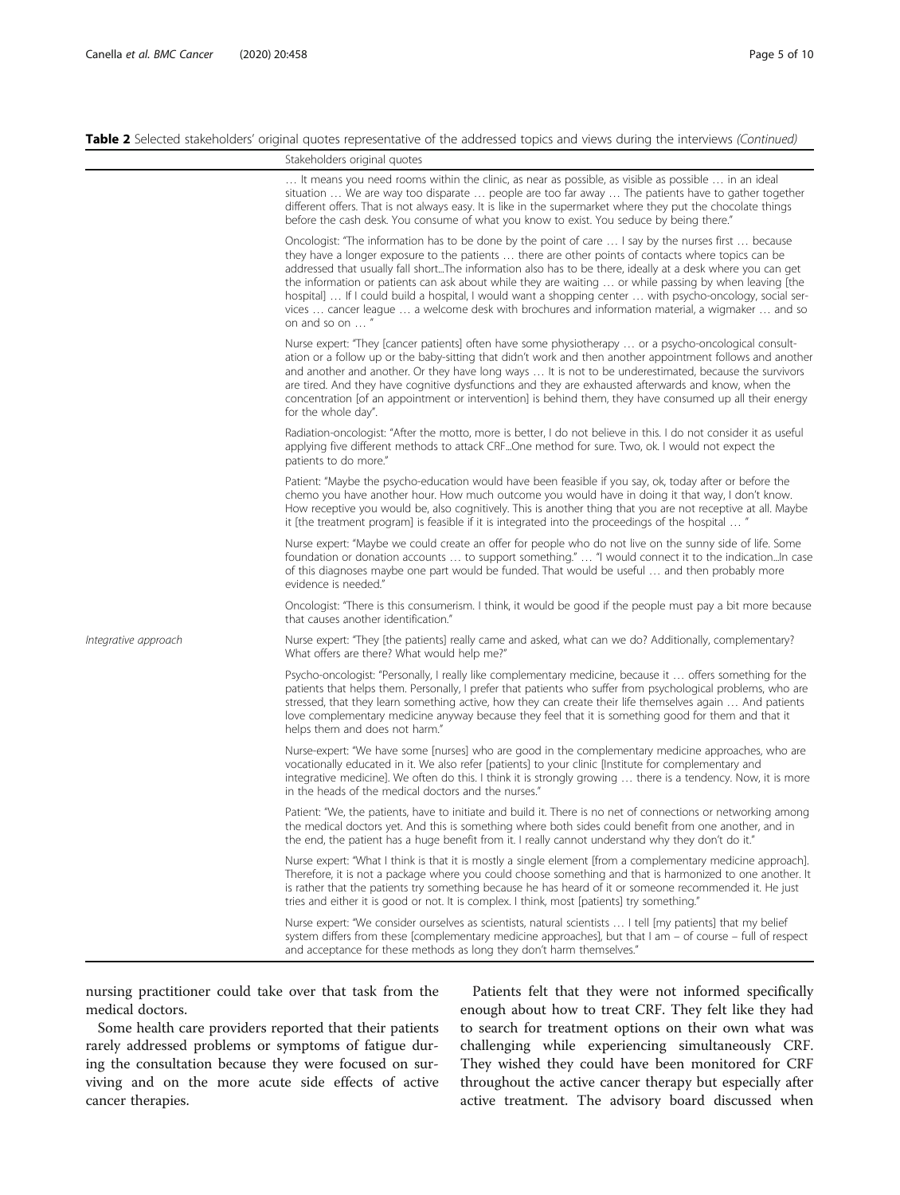**Table 2** Selected stakeholders' original quotes representative of the addressed topics and views during the interviews *(Continued)*

| | Stakeholders original quotes |
|---|---|
| | … It means you need rooms within the clinic, as near as possible, as visible as possible … in an ideal situation … We are way too disparate … people are too far away … The patients have to gather together different offers. That is not always easy. It is like in the supermarket where they put the chocolate things before the cash desk. You consume of what you know to exist. You seduce by being there." |
| | Oncologist: "The information has to be done by the point of care … I say by the nurses first … because they have a longer exposure to the patients … there are other points of contacts where topics can be addressed that usually fall short...The information also has to be there, ideally at a desk where you can get the information or patients can ask about while they are waiting … or while passing by when leaving [the hospital] … If I could build a hospital, I would want a shopping center … with psycho-oncology, social services … cancer league … a welcome desk with brochures and information material, a wigmaker … and so on and so on … " |
| | Nurse expert: "They [cancer patients] often have some physiotherapy … or a psycho-oncological consultation or a follow up or the baby-sitting that didn't work and then another appointment follows and another and another and another. Or they have long ways … It is not to be underestimated, because the survivors are tired. And they have cognitive dysfunctions and they are exhausted afterwards and know, when the concentration [of an appointment or intervention] is behind them, they have consumed up all their energy for the whole day". |
| | Radiation-oncologist: "After the motto, more is better, I do not believe in this. I do not consider it as useful applying five different methods to attack CRF...One method for sure. Two, ok. I would not expect the patients to do more." |
| | Patient: "Maybe the psycho-education would have been feasible if you say, ok, today after or before the chemo you have another hour. How much outcome you would have in doing it that way, I don't know. How receptive you would be, also cognitively. This is another thing that you are not receptive at all. Maybe it [the treatment program] is feasible if it is integrated into the proceedings of the hospital … " |
| | Nurse expert: "Maybe we could create an offer for people who do not live on the sunny side of life. Some foundation or donation accounts … to support something." … "I would connect it to the indication...In case of this diagnoses maybe one part would be funded. That would be useful … and then probably more evidence is needed." |
| | Oncologist: "There is this consumerism. I think, it would be good if the people must pay a bit more because that causes another identification." |
| *Integrative approach* | Nurse expert: "They [the patients] really came and asked, what can we do? Additionally, complementary? What offers are there? What would help me?" |
| | Psycho-oncologist: "Personally, I really like complementary medicine, because it … offers something for the patients that helps them. Personally, I prefer that patients who suffer from psychological problems, who are stressed, that they learn something active, how they can create their life themselves again … And patients love complementary medicine anyway because they feel that it is something good for them and that it helps them and does not harm." |
| | Nurse-expert: "We have some [nurses] who are good in the complementary medicine approaches, who are vocationally educated in it. We also refer [patients] to your clinic [Institute for complementary and integrative medicine]. We often do this. I think it is strongly growing … there is a tendency. Now, it is more in the heads of the medical doctors and the nurses." |
| | Patient: "We, the patients, have to initiate and build it. There is no net of connections or networking among the medical doctors yet. And this is something where both sides could benefit from one another, and in the end, the patient has a huge benefit from it. I really cannot understand why they don't do it." |
| | Nurse expert: "What I think is that it is mostly a single element [from a complementary medicine approach]. Therefore, it is not a package where you could choose something and that is harmonized to one another. It is rather that the patients try something because he has heard of it or someone recommended it. He just tries and either it is good or not. It is complex. I think, most [patients] try something." |
| | Nurse expert: "We consider ourselves as scientists, natural scientists … I tell [my patients] that my belief system differs from these [complementary medicine approaches], but that I am – of course – full of respect and acceptance for these methods as long they don't harm themselves." |

nursing practitioner could take over that task from the medical doctors.

Some health care providers reported that their patients rarely addressed problems or symptoms of fatigue during the consultation because they were focused on surviving and on the more acute side effects of active cancer therapies.

Patients felt that they were not informed specifically enough about how to treat CRF. They felt like they had to search for treatment options on their own what was challenging while experiencing simultaneously CRF. They wished they could have been monitored for CRF throughout the active cancer therapy but especially after active treatment. The advisory board discussed when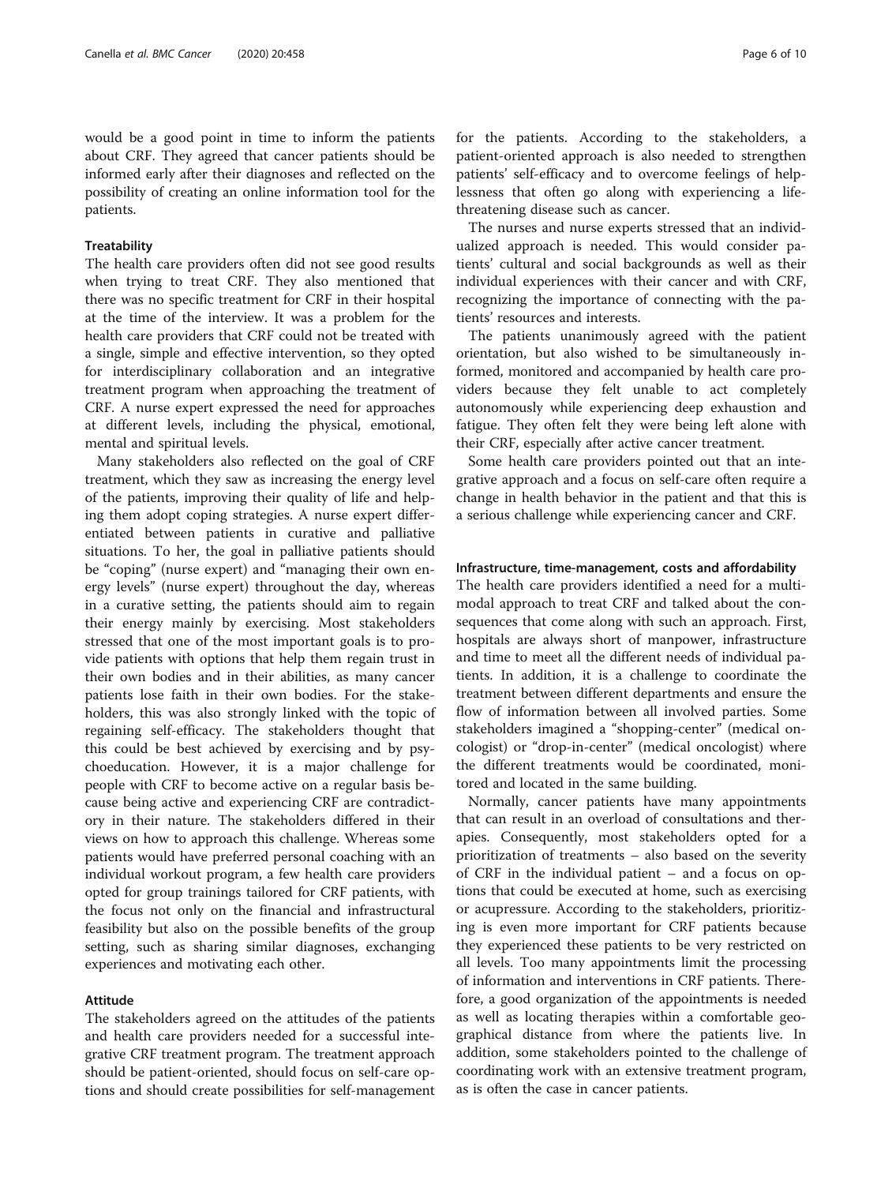would be a good point in time to inform the patients about CRF. They agreed that cancer patients should be informed early after their diagnoses and reflected on the possibility of creating an online information tool for the patients.

### Treatability

The health care providers often did not see good results when trying to treat CRF. They also mentioned that there was no specific treatment for CRF in their hospital at the time of the interview. It was a problem for the health care providers that CRF could not be treated with a single, simple and effective intervention, so they opted for interdisciplinary collaboration and an integrative treatment program when approaching the treatment of CRF. A nurse expert expressed the need for approaches at different levels, including the physical, emotional, mental and spiritual levels.

Many stakeholders also reflected on the goal of CRF treatment, which they saw as increasing the energy level of the patients, improving their quality of life and helping them adopt coping strategies. A nurse expert differentiated between patients in curative and palliative situations. To her, the goal in palliative patients should be "coping" (nurse expert) and "managing their own energy levels" (nurse expert) throughout the day, whereas in a curative setting, the patients should aim to regain their energy mainly by exercising. Most stakeholders stressed that one of the most important goals is to provide patients with options that help them regain trust in their own bodies and in their abilities, as many cancer patients lose faith in their own bodies. For the stakeholders, this was also strongly linked with the topic of regaining self-efficacy. The stakeholders thought that this could be best achieved by exercising and by psychoeducation. However, it is a major challenge for people with CRF to become active on a regular basis because being active and experiencing CRF are contradictory in their nature. The stakeholders differed in their views on how to approach this challenge. Whereas some patients would have preferred personal coaching with an individual workout program, a few health care providers opted for group trainings tailored for CRF patients, with the focus not only on the financial and infrastructural feasibility but also on the possible benefits of the group setting, such as sharing similar diagnoses, exchanging experiences and motivating each other.

### Attitude

The stakeholders agreed on the attitudes of the patients and health care providers needed for a successful integrative CRF treatment program. The treatment approach should be patient-oriented, should focus on self-care options and should create possibilities for self-management for the patients. According to the stakeholders, a patient-oriented approach is also needed to strengthen patients' self-efficacy and to overcome feelings of helplessness that often go along with experiencing a life-threatening disease such as cancer.

The nurses and nurse experts stressed that an individualized approach is needed. This would consider patients' cultural and social backgrounds as well as their individual experiences with their cancer and with CRF, recognizing the importance of connecting with the patients' resources and interests.

The patients unanimously agreed with the patient orientation, but also wished to be simultaneously informed, monitored and accompanied by health care providers because they felt unable to act completely autonomously while experiencing deep exhaustion and fatigue. They often felt they were being left alone with their CRF, especially after active cancer treatment.

Some health care providers pointed out that an integrative approach and a focus on self-care often require a change in health behavior in the patient and that this is a serious challenge while experiencing cancer and CRF.

### Infrastructure, time-management, costs and affordability

The health care providers identified a need for a multimodal approach to treat CRF and talked about the consequences that come along with such an approach. First, hospitals are always short of manpower, infrastructure and time to meet all the different needs of individual patients. In addition, it is a challenge to coordinate the treatment between different departments and ensure the flow of information between all involved parties. Some stakeholders imagined a "shopping-center" (medical oncologist) or "drop-in-center" (medical oncologist) where the different treatments would be coordinated, monitored and located in the same building.

Normally, cancer patients have many appointments that can result in an overload of consultations and therapies. Consequently, most stakeholders opted for a prioritization of treatments – also based on the severity of CRF in the individual patient – and a focus on options that could be executed at home, such as exercising or acupressure. According to the stakeholders, prioritizing is even more important for CRF patients because they experienced these patients to be very restricted on all levels. Too many appointments limit the processing of information and interventions in CRF patients. Therefore, a good organization of the appointments is needed as well as locating therapies within a comfortable geographical distance from where the patients live. In addition, some stakeholders pointed to the challenge of coordinating work with an extensive treatment program, as is often the case in cancer patients.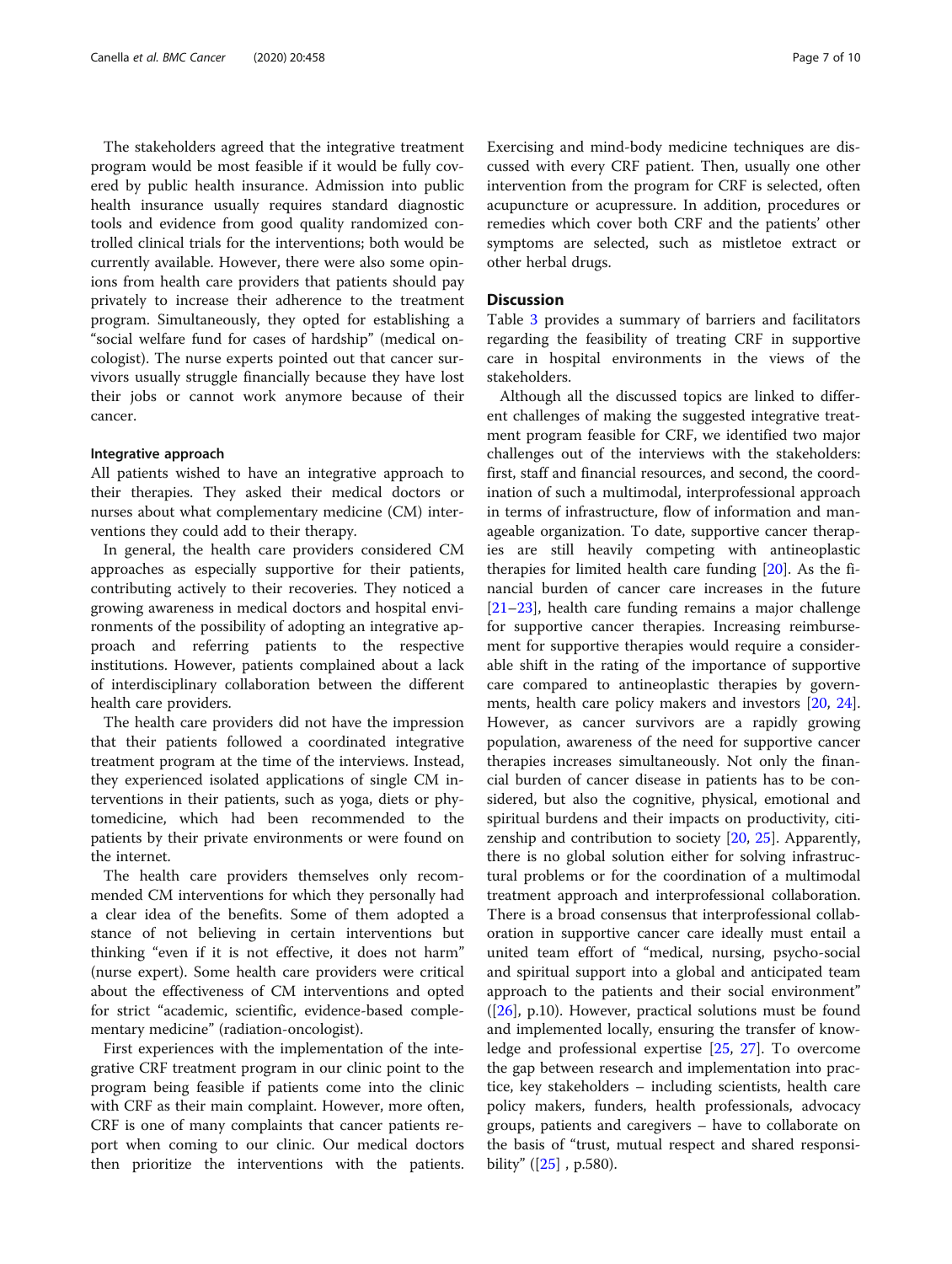The stakeholders agreed that the integrative treatment program would be most feasible if it would be fully covered by public health insurance. Admission into public health insurance usually requires standard diagnostic tools and evidence from good quality randomized controlled clinical trials for the interventions; both would be currently available. However, there were also some opinions from health care providers that patients should pay privately to increase their adherence to the treatment program. Simultaneously, they opted for establishing a "social welfare fund for cases of hardship" (medical oncologist). The nurse experts pointed out that cancer survivors usually struggle financially because they have lost their jobs or cannot work anymore because of their cancer.

#### Integrative approach

All patients wished to have an integrative approach to their therapies. They asked their medical doctors or nurses about what complementary medicine (CM) interventions they could add to their therapy.

In general, the health care providers considered CM approaches as especially supportive for their patients, contributing actively to their recoveries. They noticed a growing awareness in medical doctors and hospital environments of the possibility of adopting an integrative approach and referring patients to the respective institutions. However, patients complained about a lack of interdisciplinary collaboration between the different health care providers.

The health care providers did not have the impression that their patients followed a coordinated integrative treatment program at the time of the interviews. Instead, they experienced isolated applications of single CM interventions in their patients, such as yoga, diets or phytomedicine, which had been recommended to the patients by their private environments or were found on the internet.

The health care providers themselves only recommended CM interventions for which they personally had a clear idea of the benefits. Some of them adopted a stance of not believing in certain interventions but thinking "even if it is not effective, it does not harm" (nurse expert). Some health care providers were critical about the effectiveness of CM interventions and opted for strict "academic, scientific, evidence-based complementary medicine" (radiation-oncologist).

First experiences with the implementation of the integrative CRF treatment program in our clinic point to the program being feasible if patients come into the clinic with CRF as their main complaint. However, more often, CRF is one of many complaints that cancer patients report when coming to our clinic. Our medical doctors then prioritize the interventions with the patients. Exercising and mind-body medicine techniques are discussed with every CRF patient. Then, usually one other intervention from the program for CRF is selected, often acupuncture or acupressure. In addition, procedures or remedies which cover both CRF and the patients' other symptoms are selected, such as mistletoe extract or other herbal drugs.

## Discussion

Table 3 provides a summary of barriers and facilitators regarding the feasibility of treating CRF in supportive care in hospital environments in the views of the stakeholders.

Although all the discussed topics are linked to different challenges of making the suggested integrative treatment program feasible for CRF, we identified two major challenges out of the interviews with the stakeholders: first, staff and financial resources, and second, the coordination of such a multimodal, interprofessional approach in terms of infrastructure, flow of information and manageable organization. To date, supportive cancer therapies are still heavily competing with antineoplastic therapies for limited health care funding [20]. As the financial burden of cancer care increases in the future [21–23], health care funding remains a major challenge for supportive cancer therapies. Increasing reimbursement for supportive therapies would require a considerable shift in the rating of the importance of supportive care compared to antineoplastic therapies by governments, health care policy makers and investors [20, 24]. However, as cancer survivors are a rapidly growing population, awareness of the need for supportive cancer therapies increases simultaneously. Not only the financial burden of cancer disease in patients has to be considered, but also the cognitive, physical, emotional and spiritual burdens and their impacts on productivity, citizenship and contribution to society [20, 25]. Apparently, there is no global solution either for solving infrastructural problems or for the coordination of a multimodal treatment approach and interprofessional collaboration. There is a broad consensus that interprofessional collaboration in supportive cancer care ideally must entail a united team effort of "medical, nursing, psycho-social and spiritual support into a global and anticipated team approach to the patients and their social environment" ([26], p.10). However, practical solutions must be found and implemented locally, ensuring the transfer of knowledge and professional expertise [25, 27]. To overcome the gap between research and implementation into practice, key stakeholders – including scientists, health care policy makers, funders, health professionals, advocacy groups, patients and caregivers – have to collaborate on the basis of "trust, mutual respect and shared responsibility" ([25] , p.580).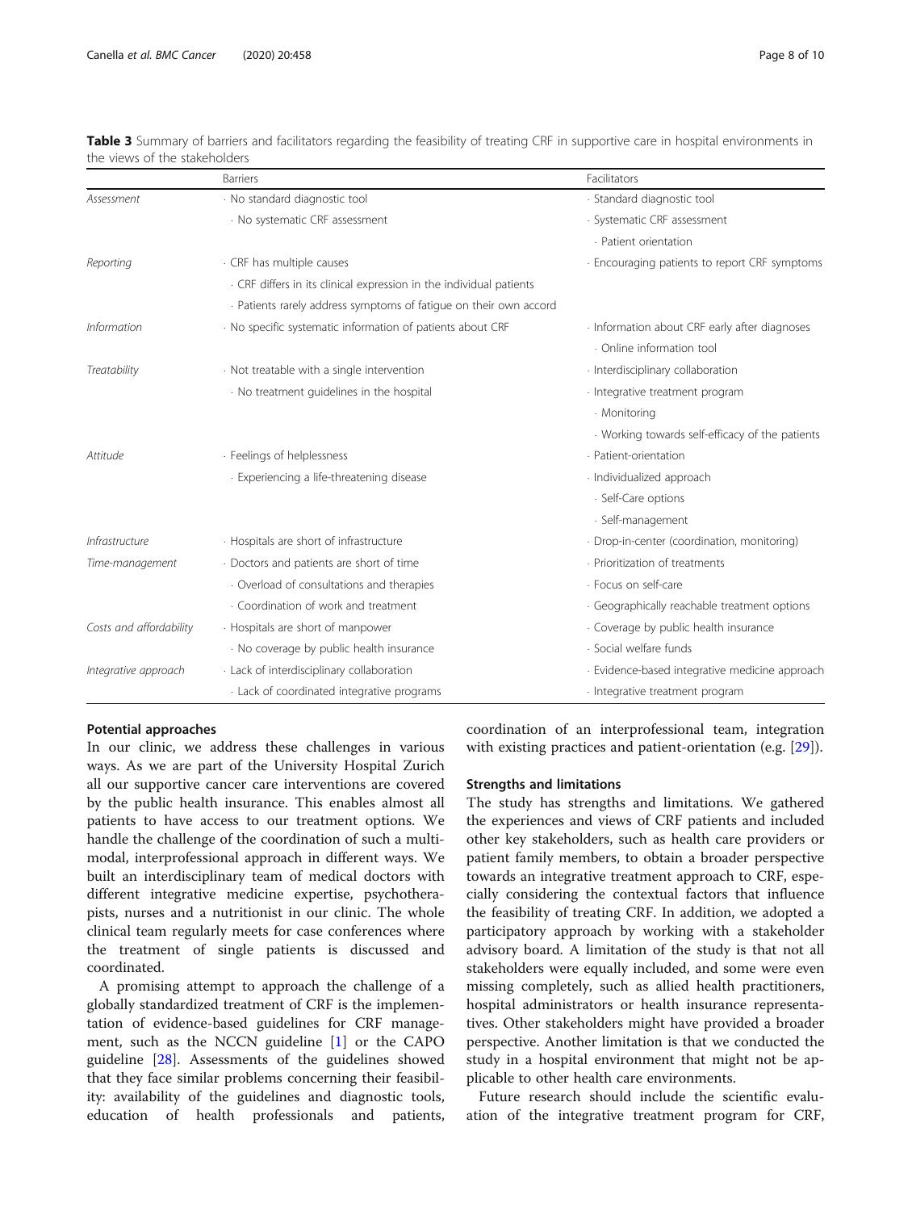**Table 3** Summary of barriers and facilitators regarding the feasibility of treating CRF in supportive care in hospital environments in the views of the stakeholders

| | Barriers | Facilitators |
|---|---|---|
| *Assessment* | · No standard diagnostic tool | · Standard diagnostic tool |
| | · No systematic CRF assessment | · Systematic CRF assessment |
| | | · Patient orientation |
| *Reporting* | · CRF has multiple causes | · Encouraging patients to report CRF symptoms |
| | · CRF differs in its clinical expression in the individual patients | |
| | · Patients rarely address symptoms of fatigue on their own accord | |
| *Information* | · No specific systematic information of patients about CRF | · Information about CRF early after diagnoses |
| | | · Online information tool |
| *Treatability* | · Not treatable with a single intervention | · Interdisciplinary collaboration |
| | · No treatment guidelines in the hospital | · Integrative treatment program |
| | | · Monitoring |
| | | · Working towards self-efficacy of the patients |
| *Attitude* | · Feelings of helplessness | · Patient-orientation |
| | · Experiencing a life-threatening disease | · Individualized approach |
| | | · Self-Care options |
| | | · Self-management |
| *Infrastructure* | · Hospitals are short of infrastructure | · Drop-in-center (coordination, monitoring) |
| *Time-management* | · Doctors and patients are short of time | · Prioritization of treatments |
| | · Overload of consultations and therapies | · Focus on self-care |
| | · Coordination of work and treatment | · Geographically reachable treatment options |
| *Costs and affordability* | · Hospitals are short of manpower | · Coverage by public health insurance |
| | · No coverage by public health insurance | · Social welfare funds |
| *Integrative approach* | · Lack of interdisciplinary collaboration | · Evidence-based integrative medicine approach |
| | · Lack of coordinated integrative programs | · Integrative treatment program |

#### Potential approaches

In our clinic, we address these challenges in various ways. As we are part of the University Hospital Zurich all our supportive cancer care interventions are covered by the public health insurance. This enables almost all patients to have access to our treatment options. We handle the challenge of the coordination of such a multimodal, interprofessional approach in different ways. We built an interdisciplinary team of medical doctors with different integrative medicine expertise, psychotherapists, nurses and a nutritionist in our clinic. The whole clinical team regularly meets for case conferences where the treatment of single patients is discussed and coordinated.

A promising attempt to approach the challenge of a globally standardized treatment of CRF is the implementation of evidence-based guidelines for CRF management, such as the NCCN guideline [1] or the CAPO guideline [28]. Assessments of the guidelines showed that they face similar problems concerning their feasibility: availability of the guidelines and diagnostic tools, education of health professionals and patients, coordination of an interprofessional team, integration with existing practices and patient-orientation (e.g. [29]).

#### Strengths and limitations

The study has strengths and limitations. We gathered the experiences and views of CRF patients and included other key stakeholders, such as health care providers or patient family members, to obtain a broader perspective towards an integrative treatment approach to CRF, especially considering the contextual factors that influence the feasibility of treating CRF. In addition, we adopted a participatory approach by working with a stakeholder advisory board. A limitation of the study is that not all stakeholders were equally included, and some were even missing completely, such as allied health practitioners, hospital administrators or health insurance representatives. Other stakeholders might have provided a broader perspective. Another limitation is that we conducted the study in a hospital environment that might not be applicable to other health care environments.

Future research should include the scientific evaluation of the integrative treatment program for CRF,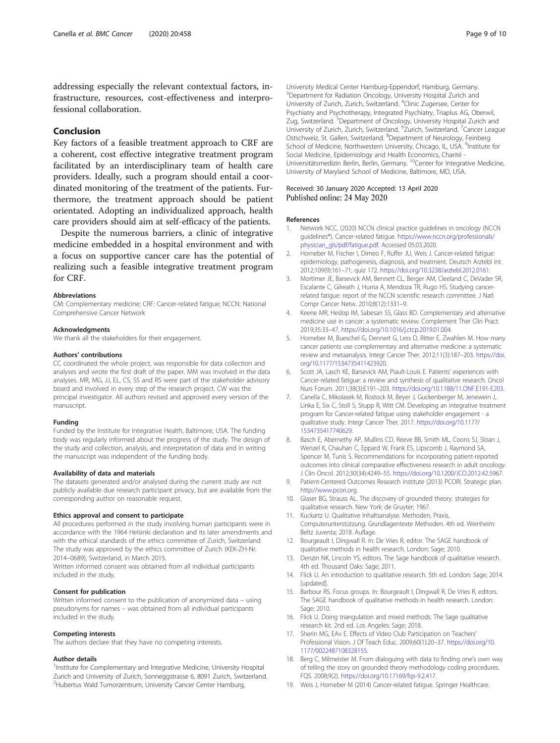addressing especially the relevant contextual factors, infrastructure, resources, cost-effectiveness and interprofessional collaboration.

## Conclusion

Key factors of a feasible treatment approach to CRF are a coherent, cost effective integrative treatment program facilitated by an interdisciplinary team of health care providers. Ideally, such a program should entail a coordinated monitoring of the treatment of the patients. Furthermore, the treatment approach should be patient orientated. Adopting an individualized approach, health care providers should aim at self-efficacy of the patients.

Despite the numerous barriers, a clinic of integrative medicine embedded in a hospital environment and with a focus on supportive cancer care has the potential of realizing such a feasible integrative treatment program for CRF.

#### Abbreviations

CM: Complementary medicine; CRF: Cancer-related fatigue; NCCN: National Comprehensive Cancer Network

#### Acknowledgments

We thank all the stakeholders for their engagement.

#### Authors' contributions

CC coordinated the whole project, was responsible for data collection and analyses and wrote the first draft of the paper. MM was involved in the data analyses. MR, MG, JJ, EL, CS, SS and RS were part of the stakeholder advisory board and involved in every step of the research project. CW was the principal investigator. All authors revised and approved every version of the manuscript.

#### Funding

Funded by the Institute for Integrative Health, Baltimore, USA. The funding body was regularly informed about the progress of the study. The design of the study and collection, analysis, and interpretation of data and in writing the manuscript was independent of the funding body.

#### Availability of data and materials

The datasets generated and/or analysed during the current study are not publicly available due research participant privacy, but are available from the corresponding author on reasonable request.

#### Ethics approval and consent to participate

All procedures performed in the study involving human participants were in accordance with the 1964 Helsinki declaration and its later amendments and with the ethical standards of the ethics committee of Zurich, Switzerland. The study was approved by the ethics committee of Zurich (KEK-ZH-Nr. 2014–0689), Switzerland, in March 2015.

Written informed consent was obtained from all individual participants included in the study.

#### Consent for publication

Written informed consent to the publication of anonymized data – using pseudonyms for names – was obtained from all individual participants included in the study.

#### Competing interests

The authors declare that they have no competing interests.

#### Author details

[1]Institute for Complementary and Integrative Medicine, University Hospital Zurich and University of Zurich, Sonneggstrasse 6, 8091 Zurich, Switzerland. [2]Hubertus Wald Tumorzentrum, University Cancer Center Hamburg, University Medical Center Hamburg-Eppendorf, Hamburg, Germany. [3]Department for Radiation Oncology, University Hospital Zurich and University of Zurich, Zurich, Switzerland. [4]Clinic Zugersee, Center for Psychiatry and Psychotherapy, Integrated Psychiatry, Triaplus AG, Oberwil, Zug, Switzerland. [5]Department of Oncology, University Hospital Zurich and University of Zurich, Zurich, Switzerland. [6]Zurich, Switzerland. [7]Cancer League Ostschweiz, St. Gallen, Switzerland. [8]Department of Neurology, Feinberg School of Medicine, Northwestern University, Chicago, IL, USA. [9]Institute for Social Medicine, Epidemiology and Health Economics, Charité - Universitätsmedizin Berlin, Berlin, Germany. [10]Center for Integrative Medicine, University of Maryland School of Medicine, Baltimore, MD, USA.

Received: 30 January 2020 Accepted: 13 April 2020
Published online: 24 May 2020

#### References

1. Network NCC, (2020) NCCN clinical practice guidelines in oncology (NCCN guidelines®). Cancer-related fatigue. https://www.nccn.org/professionals/physician_gls/pdf/fatigue.pdf. Accessed 05.03.2020.
2. Horneber M, Fischer I, Dimeo F, Ruffer JU, Weis J. Cancer-related fatigue: epidemiology, pathogenesis, diagnosis, and treatment. Deutsch Arztebl Int. 2012;109(9):161–71; quiz 172. https://doi.org/10.3238/arztebl.2012.0161.
3. Mortimer JE, Barsevick AM, Bennett CL, Berger AM, Cleeland C, DeVader SR, Escalante C, Gilreath J, Hurria A, Mendoza TR, Rugo HS. Studying cancer-related fatigue: report of the NCCN scientific research committee. J Natl Compr Cancer Netw. 2010;8(12):1331–9.
4. Keene MR, Heslop IM, Sabesan SS, Glass BD. Complementary and alternative medicine use in cancer: a systematic review. Complement Ther Clin Pract. 2019;35:33–47. https://doi.org/10.1016/j.ctcp.2019.01.004.
5. Horneber M, Bueschel G, Dennert G, Less D, Ritter E, Zwahlen M. How many cancer patients use complementary and alternative medicine: a systematic review and metaanalysis. Integr Cancer Ther. 2012;11(3):187–203. https://doi.org/10.1177/1534735411423920.
6. Scott JA, Lasch KE, Barsevick AM, Piault-Louis E. Patients' experiences with Cancer-related fatigue: a review and synthesis of qualitative research. Oncol Nurs Forum. 2011;38(3):E191–203. https://doi.org/10.1188/11.ONF.E191-E203.
7. Canella C, Mikolasek M, Rostock M, Beyer J, Guckenberger M, Jenewein J, Linka E, Six C, Stoll S, Stupp R, Witt CM. Developing an integrative treatment program for Cancer-related fatigue using stakeholder engagement - a qualitative study. Integr Cancer Ther. 2017. https://doi.org/10.1177/1534735417740629.
8. Basch E, Abernethy AP, Mullins CD, Reeve BB, Smith ML, Coons SJ, Sloan J, Wenzel K, Chauhan C, Eppard W, Frank ES, Lipscomb J, Raymond SA, Spencer M, Tunis S. Recommendations for incorporating patient-reported outcomes into clinical comparative effectiveness research in adult oncology. J Clin Oncol. 2012;30(34):4249–55. https://doi.org/10.1200/JCO.2012.42.5967.
9. Patient-Centered Outcomes Research Institute (2013) PCORI. Strategic plan. http://www.pcori.org.
10. Glaser BG, Strauss AL. The discovery of grounded theory: strategies for qualitative research. New York: de Gruyter; 1967.
11. Kuckartz U. Qualitative Inhaltsanalyse. Methoden, Praxis, Computerunterstützung. Grundlagentexte Methoden. 4th ed. Weinheim: Beltz Juventa; 2018. Auflage.
12. Bourgeault I, Dingwall R. In: De Vries R, editor. The SAGE handbook of qualitative methods in health research. London: Sage; 2010.
13. Denzin NK, Lincoln YS, editors. The Sage handbook of qualitative research. 4th ed. Thousand Oaks: Sage; 2011.
14. Flick U. An introduction to qualitative research. 5th ed. London: Sage; 2014. [updated].
15. Barbour RS. Focus groups. In: Bourgeault I, Dingwall R, De Vries R, editors. The SAGE handbook of qualitative methods in health research. London: Sage; 2010.
16. Flick U. Doing triangulation and mixed methods. The Sage qualitative research kit. 2nd ed. Los Angeles: Sage; 2018.
17. Sherin MG, EAv E. Effects of Video Club Participation on Teachers' Professional Vision. J Of Teach Educ. 2009;60(1):20–37. https://doi.org/10.1177/0022487108328155.
18. Berg C, Milmeister M. From dialoguing with data to finding one's own way of telling the story on grounded theory methodology coding procedures. FQS. 2008;9(2). https://doi.org/10.17169/fqs-9.2.417.
19. Weis J, Horneber M (2014) Cancer-related fatigue. Springer Healthcare.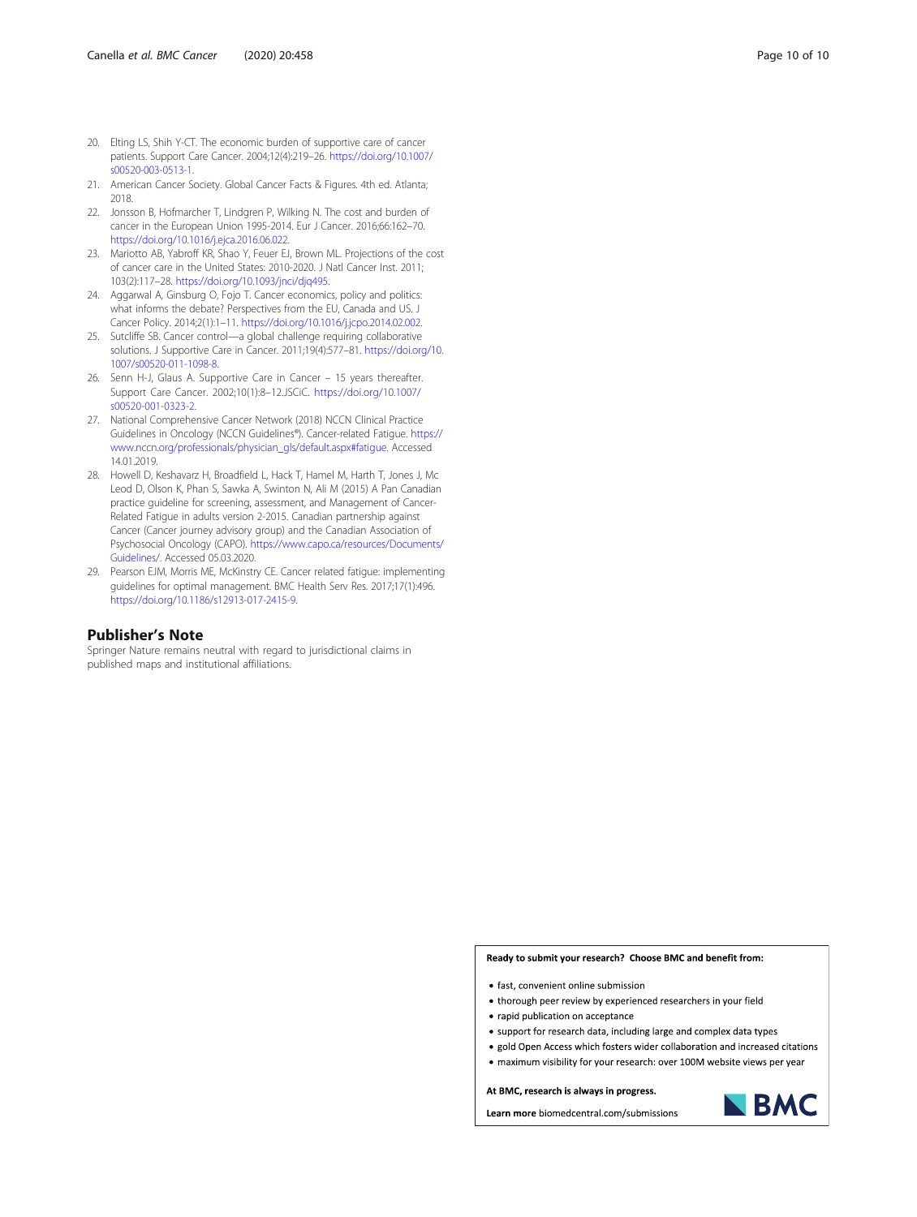20. Elting LS, Shih Y-CT. The economic burden of supportive care of cancer patients. Support Care Cancer. 2004;12(4):219–26. https://doi.org/10.1007/s00520-003-0513-1.
21. American Cancer Society. Global Cancer Facts & Figures. 4th ed. Atlanta; 2018.
22. Jonsson B, Hofmarcher T, Lindgren P, Wilking N. The cost and burden of cancer in the European Union 1995-2014. Eur J Cancer. 2016;66:162–70. https://doi.org/10.1016/j.ejca.2016.06.022.
23. Mariotto AB, Yabroff KR, Shao Y, Feuer EJ, Brown ML. Projections of the cost of cancer care in the United States: 2010-2020. J Natl Cancer Inst. 2011; 103(2):117–28. https://doi.org/10.1093/jnci/djq495.
24. Aggarwal A, Ginsburg O, Fojo T. Cancer economics, policy and politics: what informs the debate? Perspectives from the EU, Canada and US. J Cancer Policy. 2014;2(1):1–11. https://doi.org/10.1016/j.jcpo.2014.02.002.
25. Sutcliffe SB. Cancer control—a global challenge requiring collaborative solutions. J Supportive Care in Cancer. 2011;19(4):577–81. https://doi.org/10.1007/s00520-011-1098-8.
26. Senn H-J, Glaus A. Supportive Care in Cancer – 15 years thereafter. Support Care Cancer. 2002;10(1):8–12.JSCiC. https://doi.org/10.1007/s00520-001-0323-2.
27. National Comprehensive Cancer Network (2018) NCCN Clinical Practice Guidelines in Oncology (NCCN Guidelines®). Cancer-related Fatigue. https://www.nccn.org/professionals/physician_gls/default.aspx#fatigue. Accessed 14.01.2019.
28. Howell D, Keshavarz H, Broadfield L, Hack T, Hamel M, Harth T, Jones J, Mc Leod D, Olson K, Phan S, Sawka A, Swinton N, Ali M (2015) A Pan Canadian practice guideline for screening, assessment, and Management of Cancer-Related Fatigue in adults version 2-2015. Canadian partnership against Cancer (Cancer journey advisory group) and the Canadian Association of Psychosocial Oncology (CAPO). https://www.capo.ca/resources/Documents/Guidelines/. Accessed 05.03.2020.
29. Pearson EJM, Morris ME, McKinstry CE. Cancer related fatigue: implementing guidelines for optimal management. BMC Health Serv Res. 2017;17(1):496. https://doi.org/10.1186/s12913-017-2415-9.

## Publisher's Note

Springer Nature remains neutral with regard to jurisdictional claims in published maps and institutional affiliations.

**Ready to submit your research? Choose BMC and benefit from:**

- fast, convenient online submission
- thorough peer review by experienced researchers in your field
- rapid publication on acceptance
- support for research data, including large and complex data types
- gold Open Access which fosters wider collaboration and increased citations
- maximum visibility for your research: over 100M website views per year

**At BMC, research is always in progress.**

**Learn more** biomedcentral.com/submissions

BMC